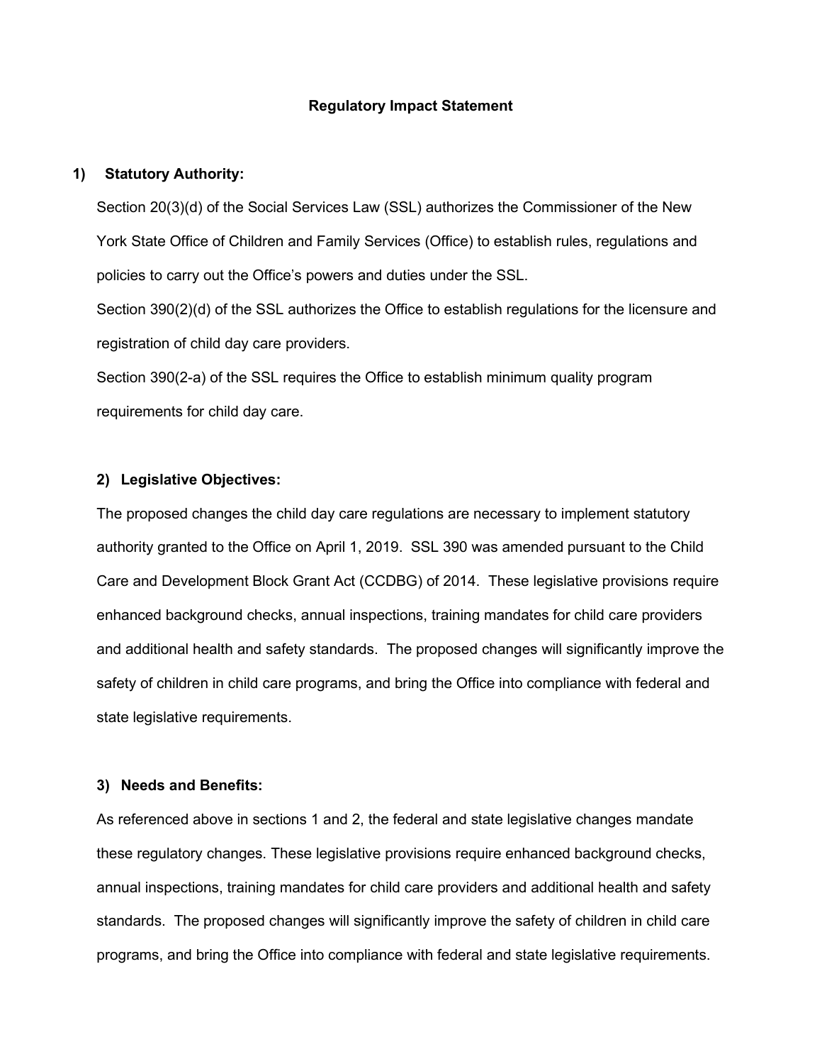# Regulatory Impact Statement

## 1) Statutory Authority:

Section 20(3)(d) of the Social Services Law (SSL) authorizes the Commissioner of the New York State Office of Children and Family Services (Office) to establish rules, regulations and policies to carry out the Office's powers and duties under the SSL.

Section 390(2)(d) of the SSL authorizes the Office to establish regulations for the licensure and registration of child day care providers.

Section 390(2-a) of the SSL requires the Office to establish minimum quality program requirements for child day care.

## 2) Legislative Objectives:

The proposed changes the child day care regulations are necessary to implement statutory authority granted to the Office on April 1, 2019. SSL 390 was amended pursuant to the Child Care and Development Block Grant Act (CCDBG) of 2014. These legislative provisions require enhanced background checks, annual inspections, training mandates for child care providers and additional health and safety standards. The proposed changes will significantly improve the safety of children in child care programs, and bring the Office into compliance with federal and state legislative requirements.

## 3) Needs and Benefits:

As referenced above in sections 1 and 2, the federal and state legislative changes mandate these regulatory changes. These legislative provisions require enhanced background checks, annual inspections, training mandates for child care providers and additional health and safety standards. The proposed changes will significantly improve the safety of children in child care programs, and bring the Office into compliance with federal and state legislative requirements.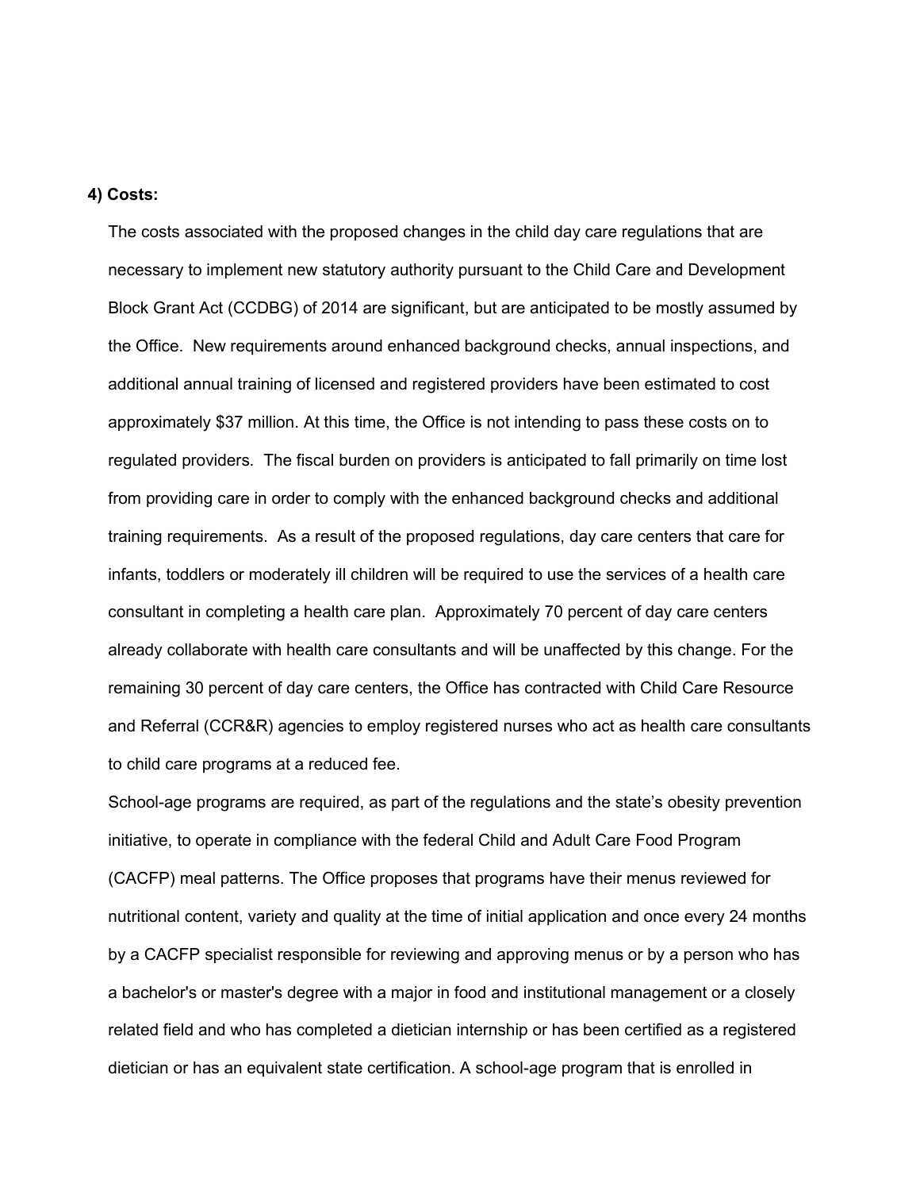**4) Costs:**

The costs associated with the proposed changes in the child day care regulations that are necessary to implement new statutory authority pursuant to the Child Care and Development Block Grant Act (CCDBG) of 2014 are significant, but are anticipated to be mostly assumed by the Office. New requirements around enhanced background checks, annual inspections, and additional annual training of licensed and registered providers have been estimated to cost approximately $37 million. At this time, the Office is not intending to pass these costs on to regulated providers. The fiscal burden on providers is anticipated to fall primarily on time lost from providing care in order to comply with the enhanced background checks and additional training requirements. As a result of the proposed regulations, day care centers that care for infants, toddlers or moderately ill children will be required to use the services of a health care consultant in completing a health care plan. Approximately 70 percent of day care centers already collaborate with health care consultants and will be unaffected by this change. For the remaining 30 percent of day care centers, the Office has contracted with Child Care Resource and Referral (CCR&R) agencies to employ registered nurses who act as health care consultants to child care programs at a reduced fee.

School-age programs are required, as part of the regulations and the state's obesity prevention initiative, to operate in compliance with the federal Child and Adult Care Food Program (CACFP) meal patterns. The Office proposes that programs have their menus reviewed for nutritional content, variety and quality at the time of initial application and once every 24 months by a CACFP specialist responsible for reviewing and approving menus or by a person who has a bachelor's or master's degree with a major in food and institutional management or a closely related field and who has completed a dietician internship or has been certified as a registered dietician or has an equivalent state certification. A school-age program that is enrolled in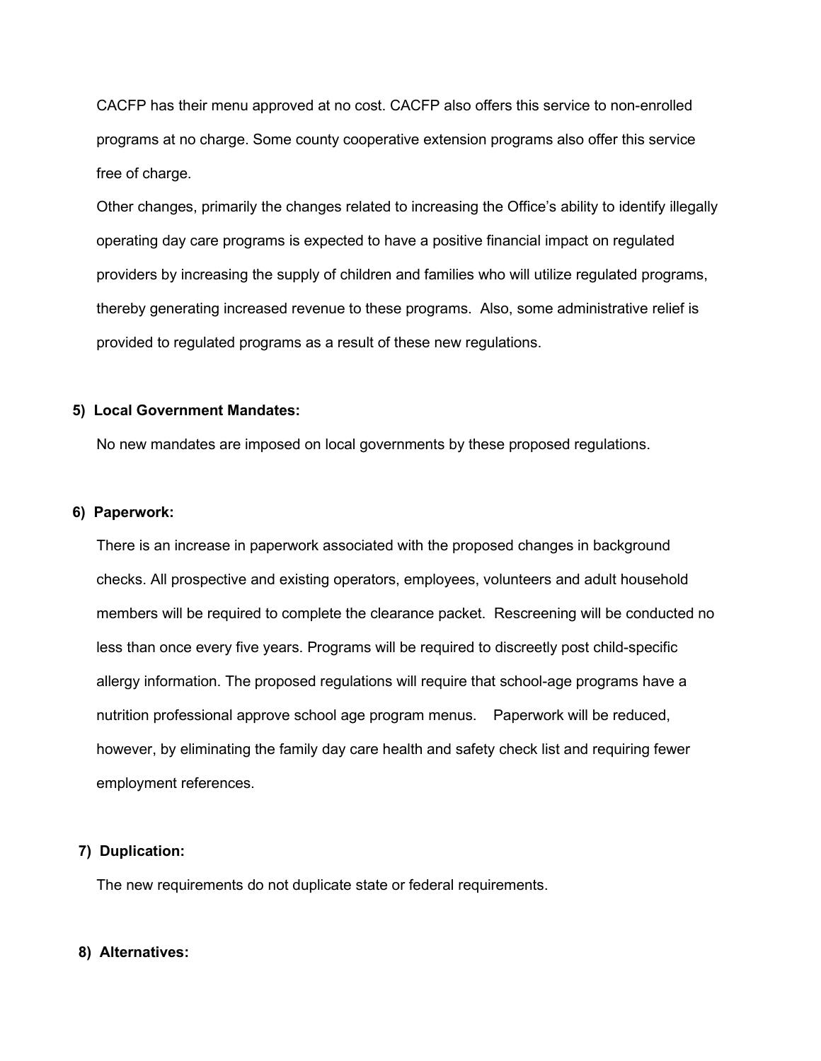CACFP has their menu approved at no cost. CACFP also offers this service to non-enrolled programs at no charge. Some county cooperative extension programs also offer this service free of charge.

Other changes, primarily the changes related to increasing the Office's ability to identify illegally operating day care programs is expected to have a positive financial impact on regulated providers by increasing the supply of children and families who will utilize regulated programs, thereby generating increased revenue to these programs. Also, some administrative relief is provided to regulated programs as a result of these new regulations.

**5) Local Government Mandates:**

No new mandates are imposed on local governments by these proposed regulations.

**6) Paperwork:**

There is an increase in paperwork associated with the proposed changes in background checks. All prospective and existing operators, employees, volunteers and adult household members will be required to complete the clearance packet. Rescreening will be conducted no less than once every five years. Programs will be required to discreetly post child-specific allergy information. The proposed regulations will require that school-age programs have a nutrition professional approve school age program menus. Paperwork will be reduced, however, by eliminating the family day care health and safety check list and requiring fewer employment references.

**7) Duplication:**

The new requirements do not duplicate state or federal requirements.

**8) Alternatives:**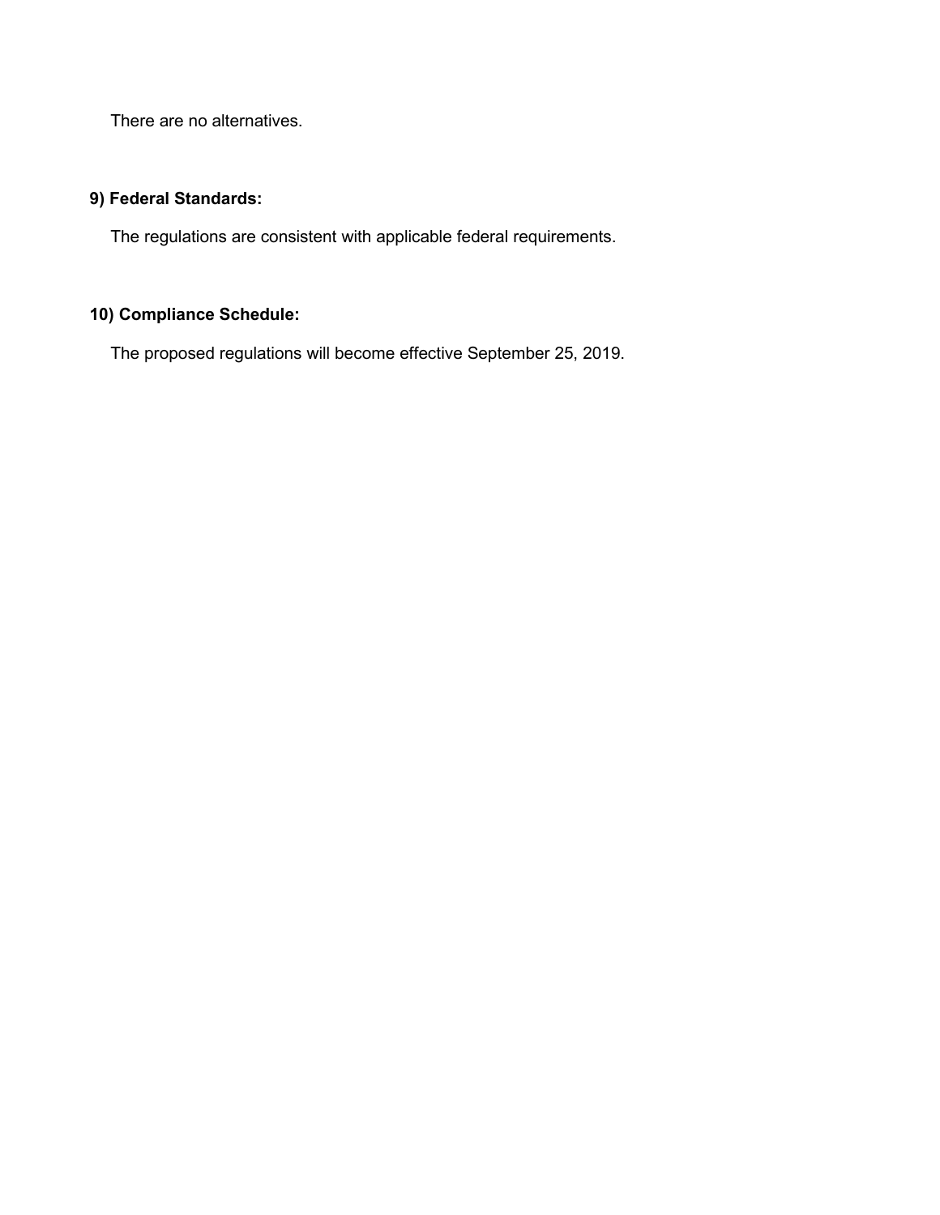There are no alternatives.

**9) Federal Standards:**

The regulations are consistent with applicable federal requirements.

**10) Compliance Schedule:**

The proposed regulations will become effective September 25, 2019.